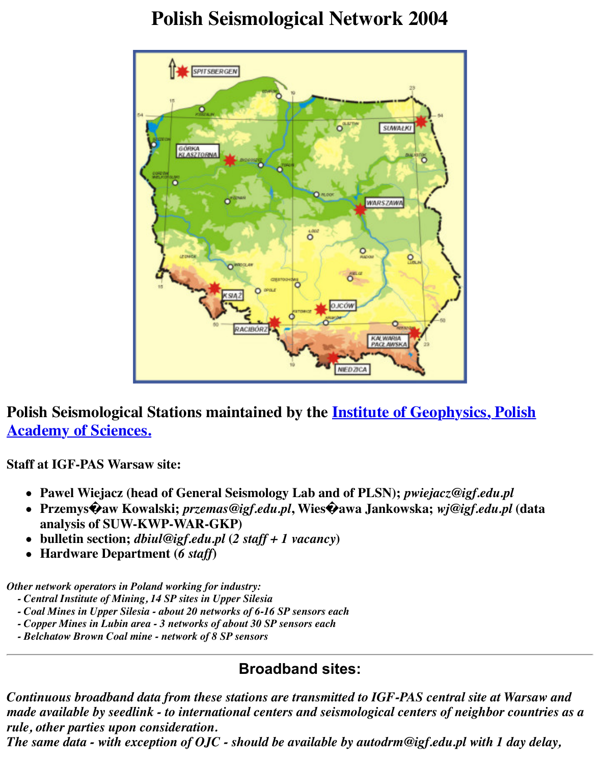# Polish Seismological Network 2004

## Polish Seismological Stations maintained by the [Institute of Geophysics, Polish Academy of Sciences.]()

**Staff at IGF-PAS Warsaw site:**

- **Pawel Wiejacz (head of General Seismology Lab and of PLSN);** *pwiejacz@igf.edu.pl*
- **Przemys�aw Kowalski;** *przemas@igf.edu.pl*, **Wies�awa Jankowska;** *wj@igf.edu.pl* **(data analysis of SUW-KWP-WAR-GKP)**
- **bulletin section;** *dbiul@igf.edu.pl* **(***2 staff + 1 vacancy***)**
- **Hardware Department (***6 staff***)**

*Other network operators in Poland working for industry:*
*- Central Institute of Mining, 14 SP sites in Upper Silesia*
*- Coal Mines in Upper Silesia - about 20 networks of 6-16 SP sensors each*
*- Copper Mines in Lubin area - 3 networks of about 30 SP sensors each*
*- Belchatow Brown Coal mine - network of 8 SP sensors*

---

## Broadband sites:

*Continuous broadband data from these stations are transmitted to IGF-PAS central site at Warsaw and made available by seedlink - to international centers and seismological centers of neighbor countries as a rule, other parties upon consideration.*
*The same data - with exception of OJC - should be available by autodrm@igf.edu.pl with 1 day delay,*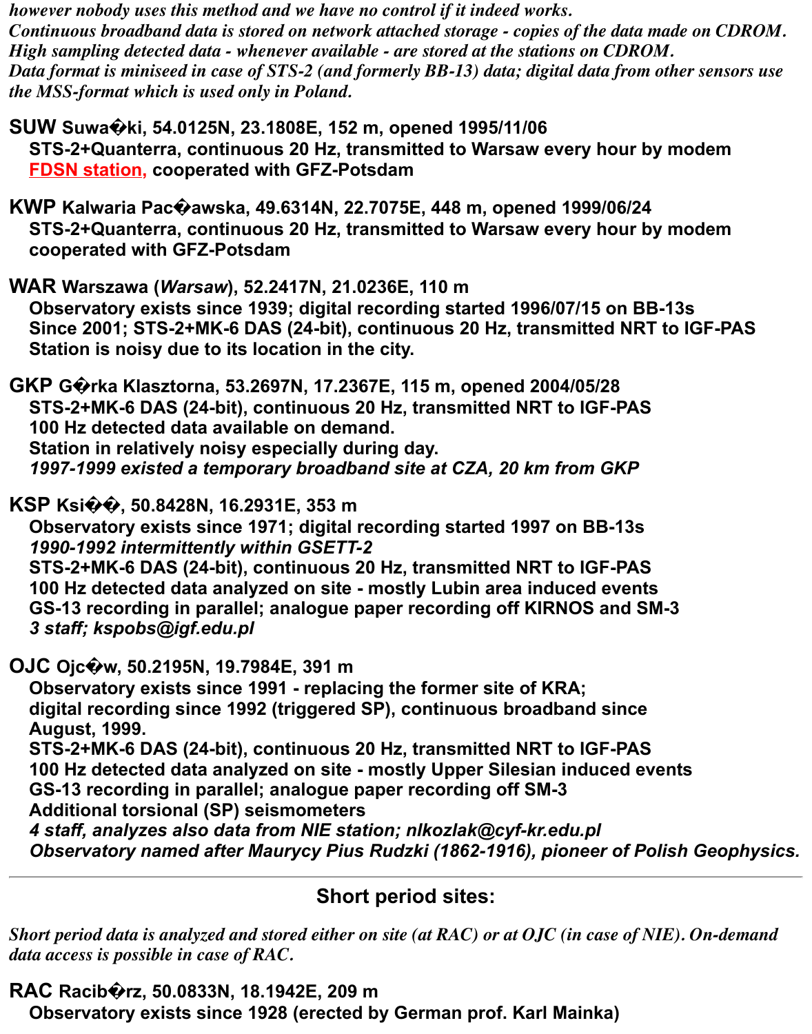*however nobody uses this method and we have no control if it indeed works.*
*Continuous broadband data is stored on network attached storage - copies of the data made on CDROM.*
*High sampling detected data - whenever available - are stored at the stations on CDROM.*
*Data format is miniseed in case of STS-2 (and formerly BB-13) data; digital data from other sensors use the MSS-format which is used only in Poland.*

**SUW Suwa�ki, 54.0125N, 23.1808E, 152 m, opened 1995/11/06**
**STS-2+Quanterra, continuous 20 Hz, transmitted to Warsaw every hour by modem**
**FDSN station, cooperated with GFZ-Potsdam**

**KWP Kalwaria Pac�awska, 49.6314N, 22.7075E, 448 m, opened 1999/06/24**
**STS-2+Quanterra, continuous 20 Hz, transmitted to Warsaw every hour by modem**
**cooperated with GFZ-Potsdam**

**WAR Warszawa (*Warsaw*), 52.2417N, 21.0236E, 110 m**
**Observatory exists since 1939; digital recording started 1996/07/15 on BB-13s**
**Since 2001; STS-2+MK-6 DAS (24-bit), continuous 20 Hz, transmitted NRT to IGF-PAS**
**Station is noisy due to its location in the city.**

**GKP G�rka Klasztorna, 53.2697N, 17.2367E, 115 m, opened 2004/05/28**
**STS-2+MK-6 DAS (24-bit), continuous 20 Hz, transmitted NRT to IGF-PAS**
**100 Hz detected data available on demand.**
**Station in relatively noisy especially during day.**
***1997-1999 existed a temporary broadband site at CZA, 20 km from GKP***

**KSP Ksi��, 50.8428N, 16.2931E, 353 m**
**Observatory exists since 1971; digital recording started 1997 on BB-13s**
***1990-1992 intermittently within GSETT-2***
**STS-2+MK-6 DAS (24-bit), continuous 20 Hz, transmitted NRT to IGF-PAS**
**100 Hz detected data analyzed on site - mostly Lubin area induced events**
**GS-13 recording in parallel; analogue paper recording off KIRNOS and SM-3**
***3 staff; kspobs@igf.edu.pl***

**OJC Ojc�w, 50.2195N, 19.7984E, 391 m**
**Observatory exists since 1991 - replacing the former site of KRA;**
**digital recording since 1992 (triggered SP), continuous broadband since August, 1999.**
**STS-2+MK-6 DAS (24-bit), continuous 20 Hz, transmitted NRT to IGF-PAS**
**100 Hz detected data analyzed on site - mostly Upper Silesian induced events**
**GS-13 recording in parallel; analogue paper recording off SM-3**
**Additional torsional (SP) seismometers**
***4 staff, analyzes also data from NIE station; nlkozlak@cyf-kr.edu.pl***
***Observatory named after Maurycy Pius Rudzki (1862-1916), pioneer of Polish Geophysics.***

---

## Short period sites:

*Short period data is analyzed and stored either on site (at RAC) or at OJC (in case of NIE). On-demand data access is possible in case of RAC.*

**RAC Racib�rz, 50.0833N, 18.1942E, 209 m**
**Observatory exists since 1928 (erected by German prof. Karl Mainka)**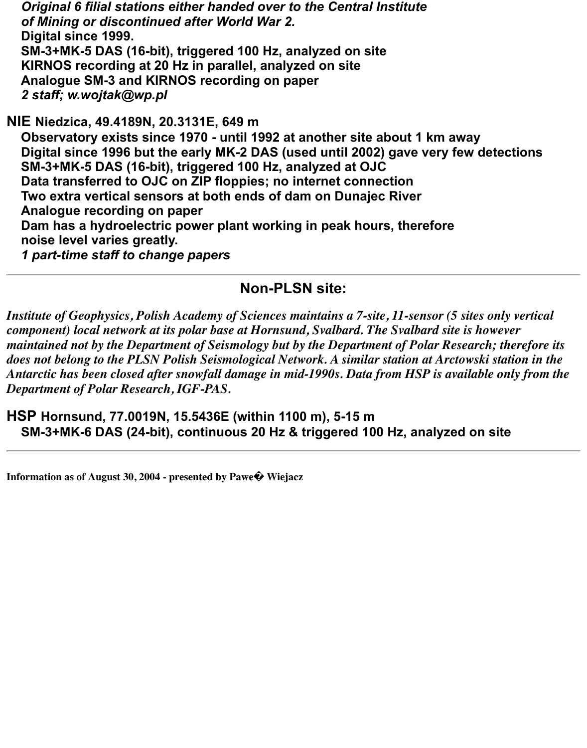*Original 6 filial stations either handed over to the Central Institute of Mining or discontinued after World War 2.*
**Digital since 1999.**
**SM-3+MK-5 DAS (16-bit), triggered 100 Hz, analyzed on site**
**KIRNOS recording at 20 Hz in parallel, analyzed on site**
**Analogue SM-3 and KIRNOS recording on paper**
***2 staff; w.wojtak@wp.pl***

**NIE Niedzica, 49.4189N, 20.3131E, 649 m**
**Observatory exists since 1970 - until 1992 at another site about 1 km away**
**Digital since 1996 but the early MK-2 DAS (used until 2002) gave very few detections**
**SM-3+MK-5 DAS (16-bit), triggered 100 Hz, analyzed at OJC**
**Data transferred to OJC on ZIP floppies; no internet connection**
**Two extra vertical sensors at both ends of dam on Dunajec River**
**Analogue recording on paper**
**Dam has a hydroelectric power plant working in peak hours, therefore noise level varies greatly.**
***1 part-time staff to change papers***

---

## Non-PLSN site:

***Institute of Geophysics, Polish Academy of Sciences maintains a 7-site, 11-sensor (5 sites only vertical component) local network at its polar base at Hornsund, Svalbard. The Svalbard site is however maintained not by the Department of Seismology but by the Department of Polar Research; therefore its does not belong to the PLSN Polish Seismological Network. A similar station at Arctowski station in the Antarctic has been closed after snowfall damage in mid-1990s. Data from HSP is available only from the Department of Polar Research, IGF-PAS.***

**HSP Hornsund, 77.0019N, 15.5436E (within 1100 m), 5-15 m**
**SM-3+MK-6 DAS (24-bit), continuous 20 Hz & triggered 100 Hz, analyzed on site**

---

**Information as of August 30, 2004 - presented by Pawe� Wiejacz**